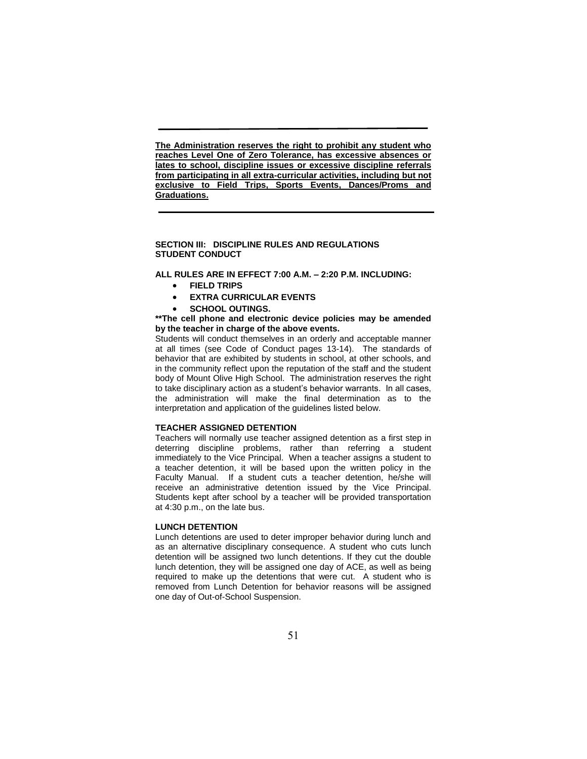---

**The Administration reserves the right to prohibit any student who reaches Level One of Zero Tolerance, has excessive absences or lates to school, discipline issues or excessive discipline referrals from participating in all extra-curricular activities, including but not exclusive to Field Trips, Sports Events, Dances/Proms and Graduations.**

---

## SECTION III: DISCIPLINE RULES AND REGULATIONS STUDENT CONDUCT

**ALL RULES ARE IN EFFECT 7:00 A.M. – 2:20 P.M. INCLUDING:**

- **FIELD TRIPS**
- **EXTRA CURRICULAR EVENTS**
- **SCHOOL OUTINGS.**

****The cell phone and electronic device policies may be amended by the teacher in charge of the above events.**

Students will conduct themselves in an orderly and acceptable manner at all times (see Code of Conduct pages 13-14). The standards of behavior that are exhibited by students in school, at other schools, and in the community reflect upon the reputation of the staff and the student body of Mount Olive High School. The administration reserves the right to take disciplinary action as a student's behavior warrants. In all cases, the administration will make the final determination as to the interpretation and application of the guidelines listed below.

### TEACHER ASSIGNED DETENTION

Teachers will normally use teacher assigned detention as a first step in deterring discipline problems, rather than referring a student immediately to the Vice Principal. When a teacher assigns a student to a teacher detention, it will be based upon the written policy in the Faculty Manual. If a student cuts a teacher detention, he/she will receive an administrative detention issued by the Vice Principal. Students kept after school by a teacher will be provided transportation at 4:30 p.m., on the late bus.

### LUNCH DETENTION

Lunch detentions are used to deter improper behavior during lunch and as an alternative disciplinary consequence. A student who cuts lunch detention will be assigned two lunch detentions. If they cut the double lunch detention, they will be assigned one day of ACE, as well as being required to make up the detentions that were cut. A student who is removed from Lunch Detention for behavior reasons will be assigned one day of Out-of-School Suspension.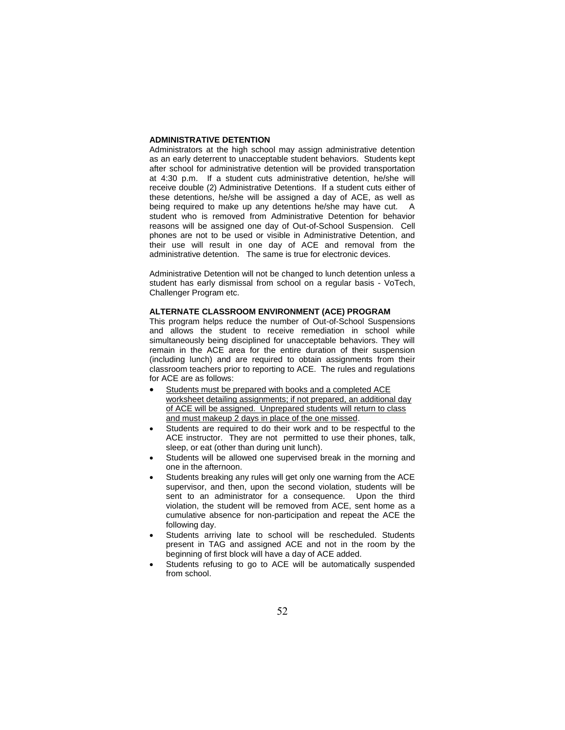**ADMINISTRATIVE DETENTION**

Administrators at the high school may assign administrative detention as an early deterrent to unacceptable student behaviors. Students kept after school for administrative detention will be provided transportation at 4:30 p.m. If a student cuts administrative detention, he/she will receive double (2) Administrative Detentions. If a student cuts either of these detentions, he/she will be assigned a day of ACE, as well as being required to make up any detentions he/she may have cut. A student who is removed from Administrative Detention for behavior reasons will be assigned one day of Out-of-School Suspension. Cell phones are not to be used or visible in Administrative Detention, and their use will result in one day of ACE and removal from the administrative detention. The same is true for electronic devices.

Administrative Detention will not be changed to lunch detention unless a student has early dismissal from school on a regular basis - VoTech, Challenger Program etc.

**ALTERNATE CLASSROOM ENVIRONMENT (ACE) PROGRAM**

This program helps reduce the number of Out-of-School Suspensions and allows the student to receive remediation in school while simultaneously being disciplined for unacceptable behaviors. They will remain in the ACE area for the entire duration of their suspension (including lunch) and are required to obtain assignments from their classroom teachers prior to reporting to ACE. The rules and regulations for ACE are as follows:

- <u>Students must be prepared with books and a completed ACE worksheet detailing assignments; if not prepared, an additional day of ACE will be assigned. Unprepared students will return to class and must makeup 2 days in place of the one missed</u>.
- Students are required to do their work and to be respectful to the ACE instructor. They are not permitted to use their phones, talk, sleep, or eat (other than during unit lunch).
- Students will be allowed one supervised break in the morning and one in the afternoon.
- Students breaking any rules will get only one warning from the ACE supervisor, and then, upon the second violation, students will be sent to an administrator for a consequence. Upon the third violation, the student will be removed from ACE, sent home as a cumulative absence for non-participation and repeat the ACE the following day.
- Students arriving late to school will be rescheduled. Students present in TAG and assigned ACE and not in the room by the beginning of first block will have a day of ACE added.
- Students refusing to go to ACE will be automatically suspended from school.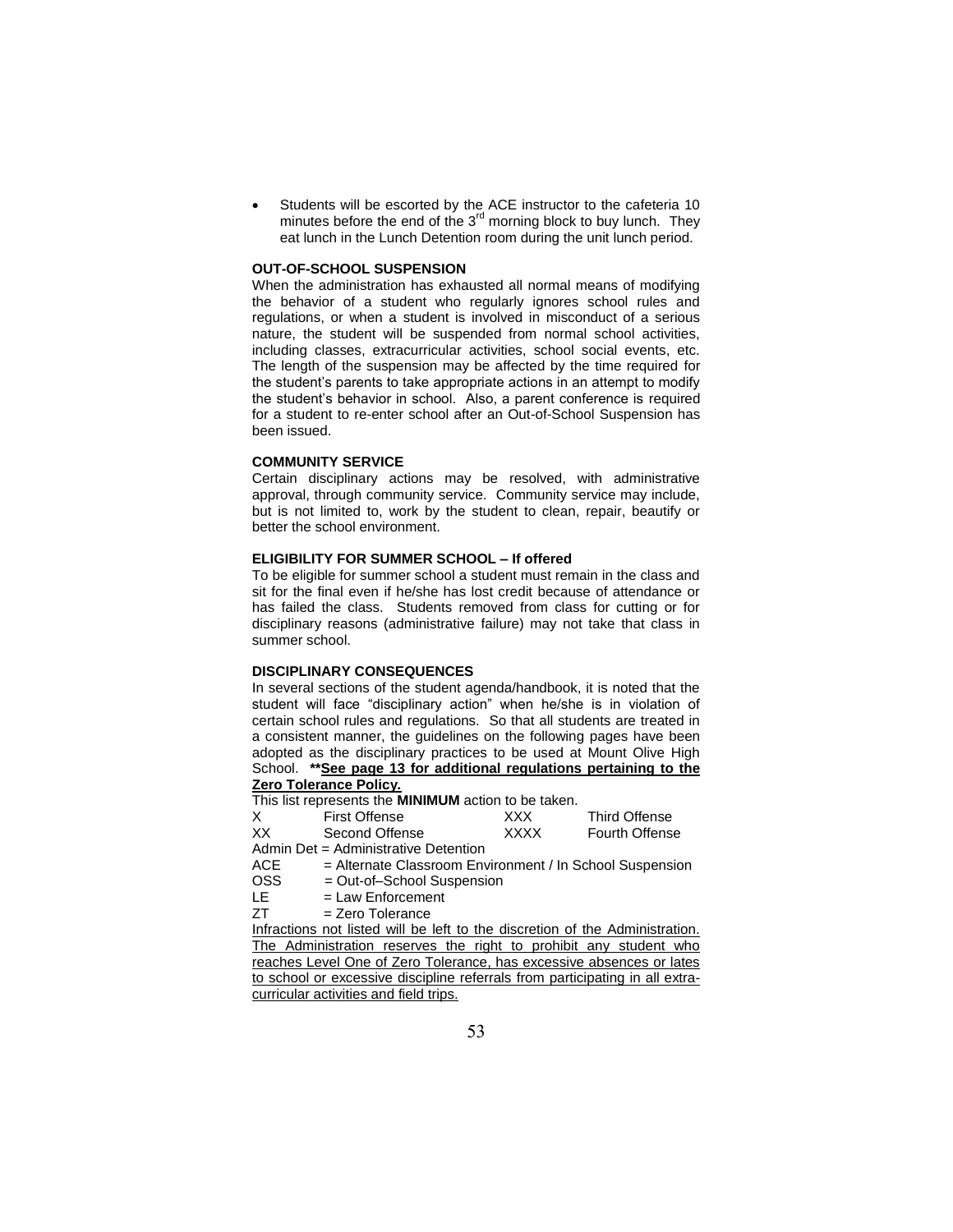- Students will be escorted by the ACE instructor to the cafeteria 10 minutes before the end of the 3rd morning block to buy lunch. They eat lunch in the Lunch Detention room during the unit lunch period.

**OUT-OF-SCHOOL SUSPENSION**

When the administration has exhausted all normal means of modifying the behavior of a student who regularly ignores school rules and regulations, or when a student is involved in misconduct of a serious nature, the student will be suspended from normal school activities, including classes, extracurricular activities, school social events, etc. The length of the suspension may be affected by the time required for the student's parents to take appropriate actions in an attempt to modify the student's behavior in school. Also, a parent conference is required for a student to re-enter school after an Out-of-School Suspension has been issued.

**COMMUNITY SERVICE**

Certain disciplinary actions may be resolved, with administrative approval, through community service. Community service may include, but is not limited to, work by the student to clean, repair, beautify or better the school environment.

**ELIGIBILITY FOR SUMMER SCHOOL – If offered**

To be eligible for summer school a student must remain in the class and sit for the final even if he/she has lost credit because of attendance or has failed the class. Students removed from class for cutting or for disciplinary reasons (administrative failure) may not take that class in summer school.

**DISCIPLINARY CONSEQUENCES**

In several sections of the student agenda/handbook, it is noted that the student will face "disciplinary action" when he/she is in violation of certain school rules and regulations. So that all students are treated in a consistent manner, the guidelines on the following pages have been adopted as the disciplinary practices to be used at Mount Olive High School. **\*\*<u>See page 13 for additional regulations pertaining to the Zero Tolerance Policy.</u>**

This list represents the **MINIMUM** action to be taken.

| | | | |
|---|---|---|---|
| X | First Offense | XXX | Third Offense |
| XX | Second Offense | XXXX | Fourth Offense |

Admin Det = Administrative Detention
ACE = Alternate Classroom Environment / In School Suspension
OSS = Out-of–School Suspension
LE = Law Enforcement
ZT = Zero Tolerance

<u>Infractions not listed will be left to the discretion of the Administration. The Administration reserves the right to prohibit any student who reaches Level One of Zero Tolerance, has excessive absences or lates to school or excessive discipline referrals from participating in all extra-curricular activities and field trips.</u>